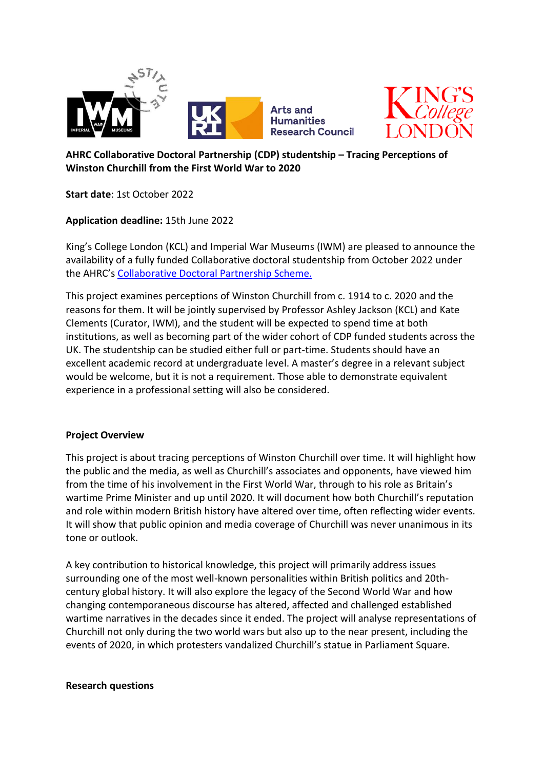**AHRC Collaborative Doctoral Partnership (CDP) studentship – Tracing Perceptions of Winston Churchill from the First World War to 2020**

**Start date**: 1st October 2022

**Application deadline:** 15th June 2022

King's College London (KCL) and Imperial War Museums (IWM) are pleased to announce the availability of a fully funded Collaborative doctoral studentship from October 2022 under the AHRC's Collaborative Doctoral Partnership Scheme.

This project examines perceptions of Winston Churchill from c. 1914 to c. 2020 and the reasons for them. It will be jointly supervised by Professor Ashley Jackson (KCL) and Kate Clements (Curator, IWM), and the student will be expected to spend time at both institutions, as well as becoming part of the wider cohort of CDP funded students across the UK. The studentship can be studied either full or part-time. Students should have an excellent academic record at undergraduate level. A master's degree in a relevant subject would be welcome, but it is not a requirement. Those able to demonstrate equivalent experience in a professional setting will also be considered.

## Project Overview

This project is about tracing perceptions of Winston Churchill over time. It will highlight how the public and the media, as well as Churchill's associates and opponents, have viewed him from the time of his involvement in the First World War, through to his role as Britain's wartime Prime Minister and up until 2020. It will document how both Churchill's reputation and role within modern British history have altered over time, often reflecting wider events. It will show that public opinion and media coverage of Churchill was never unanimous in its tone or outlook.

A key contribution to historical knowledge, this project will primarily address issues surrounding one of the most well-known personalities within British politics and 20th-century global history. It will also explore the legacy of the Second World War and how changing contemporaneous discourse has altered, affected and challenged established wartime narratives in the decades since it ended. The project will analyse representations of Churchill not only during the two world wars but also up to the near present, including the events of 2020, in which protesters vandalized Churchill's statue in Parliament Square.

## Research questions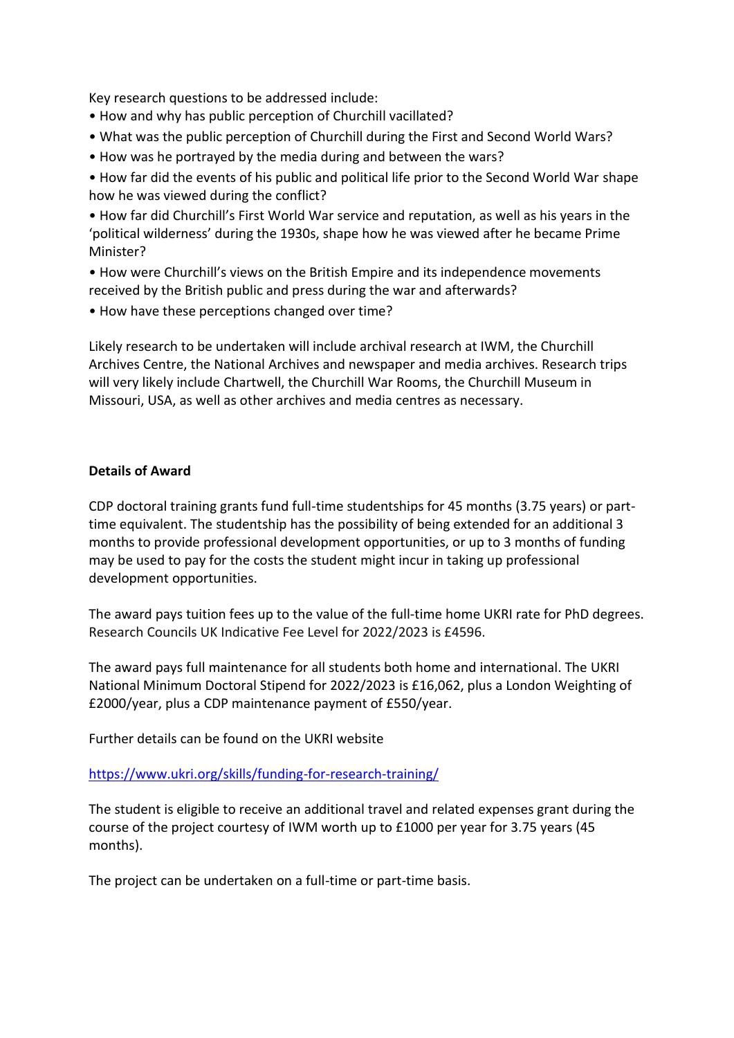Key research questions to be addressed include:

- How and why has public perception of Churchill vacillated?
- What was the public perception of Churchill during the First and Second World Wars?
- How was he portrayed by the media during and between the wars?
- How far did the events of his public and political life prior to the Second World War shape how he was viewed during the conflict?
- How far did Churchill's First World War service and reputation, as well as his years in the 'political wilderness' during the 1930s, shape how he was viewed after he became Prime Minister?
- How were Churchill's views on the British Empire and its independence movements received by the British public and press during the war and afterwards?
- How have these perceptions changed over time?

Likely research to be undertaken will include archival research at IWM, the Churchill Archives Centre, the National Archives and newspaper and media archives. Research trips will very likely include Chartwell, the Churchill War Rooms, the Churchill Museum in Missouri, USA, as well as other archives and media centres as necessary.

**Details of Award**

CDP doctoral training grants fund full-time studentships for 45 months (3.75 years) or part-time equivalent. The studentship has the possibility of being extended for an additional 3 months to provide professional development opportunities, or up to 3 months of funding may be used to pay for the costs the student might incur in taking up professional development opportunities.

The award pays tuition fees up to the value of the full-time home UKRI rate for PhD degrees. Research Councils UK Indicative Fee Level for 2022/2023 is £4596.

The award pays full maintenance for all students both home and international. The UKRI National Minimum Doctoral Stipend for 2022/2023 is £16,062, plus a London Weighting of £2000/year, plus a CDP maintenance payment of £550/year.

Further details can be found on the UKRI website

https://www.ukri.org/skills/funding-for-research-training/

The student is eligible to receive an additional travel and related expenses grant during the course of the project courtesy of IWM worth up to £1000 per year for 3.75 years (45 months).

The project can be undertaken on a full-time or part-time basis.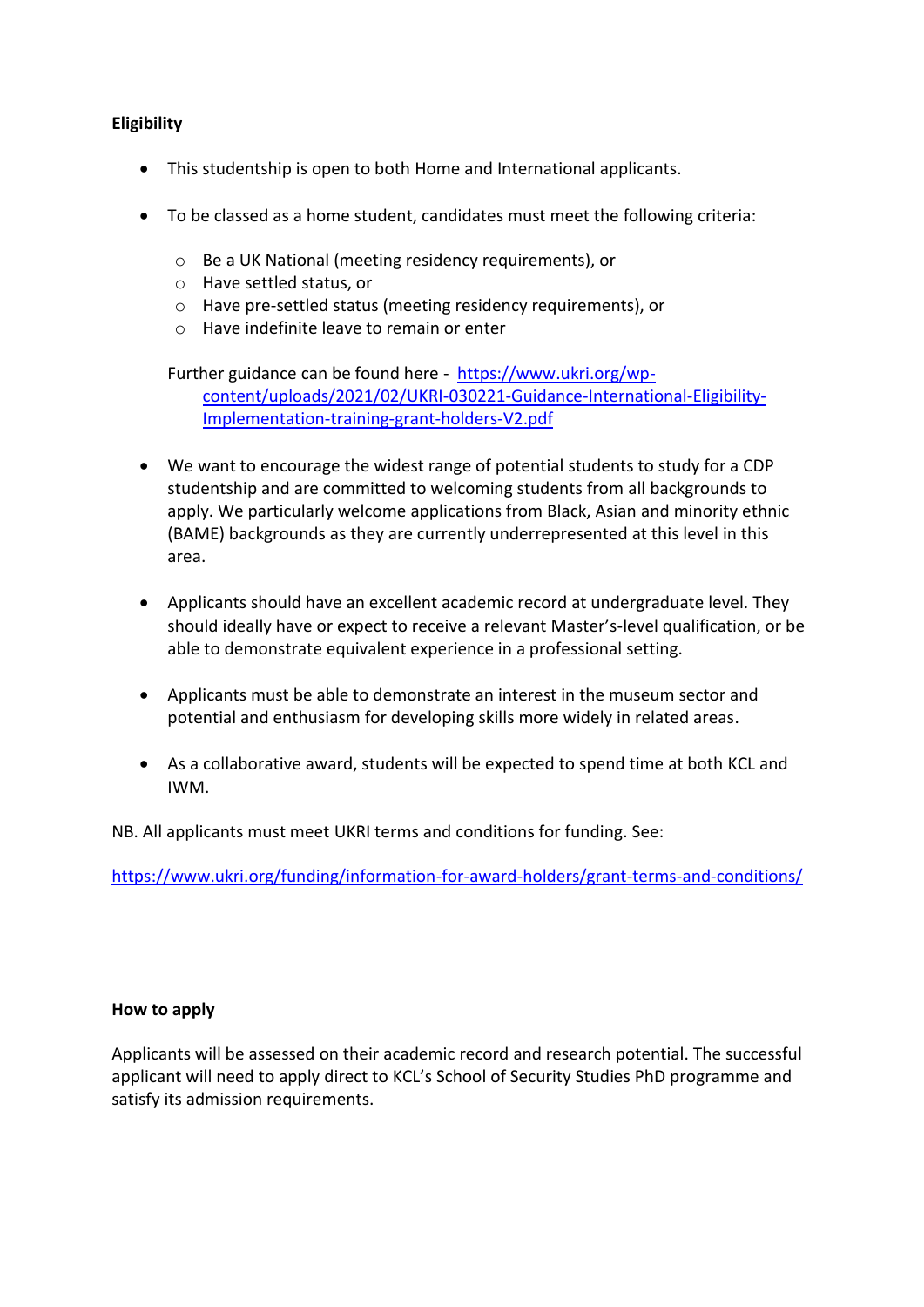**Eligibility**

- This studentship is open to both Home and International applicants.
- To be classed as a home student, candidates must meet the following criteria:
  - Be a UK National (meeting residency requirements), or
  - Have settled status, or
  - Have pre-settled status (meeting residency requirements), or
  - Have indefinite leave to remain or enter

  Further guidance can be found here - [https://www.ukri.org/wp-content/uploads/2021/02/UKRI-030221-Guidance-International-Eligibility-Implementation-training-grant-holders-V2.pdf](https://www.ukri.org/wp-content/uploads/2021/02/UKRI-030221-Guidance-International-Eligibility-Implementation-training-grant-holders-V2.pdf)

- We want to encourage the widest range of potential students to study for a CDP studentship and are committed to welcoming students from all backgrounds to apply. We particularly welcome applications from Black, Asian and minority ethnic (BAME) backgrounds as they are currently underrepresented at this level in this area.
- Applicants should have an excellent academic record at undergraduate level. They should ideally have or expect to receive a relevant Master's-level qualification, or be able to demonstrate equivalent experience in a professional setting.
- Applicants must be able to demonstrate an interest in the museum sector and potential and enthusiasm for developing skills more widely in related areas.
- As a collaborative award, students will be expected to spend time at both KCL and IWM.

NB. All applicants must meet UKRI terms and conditions for funding. See:

[https://www.ukri.org/funding/information-for-award-holders/grant-terms-and-conditions/](https://www.ukri.org/funding/information-for-award-holders/grant-terms-and-conditions/)

**How to apply**

Applicants will be assessed on their academic record and research potential. The successful applicant will need to apply direct to KCL's School of Security Studies PhD programme and satisfy its admission requirements.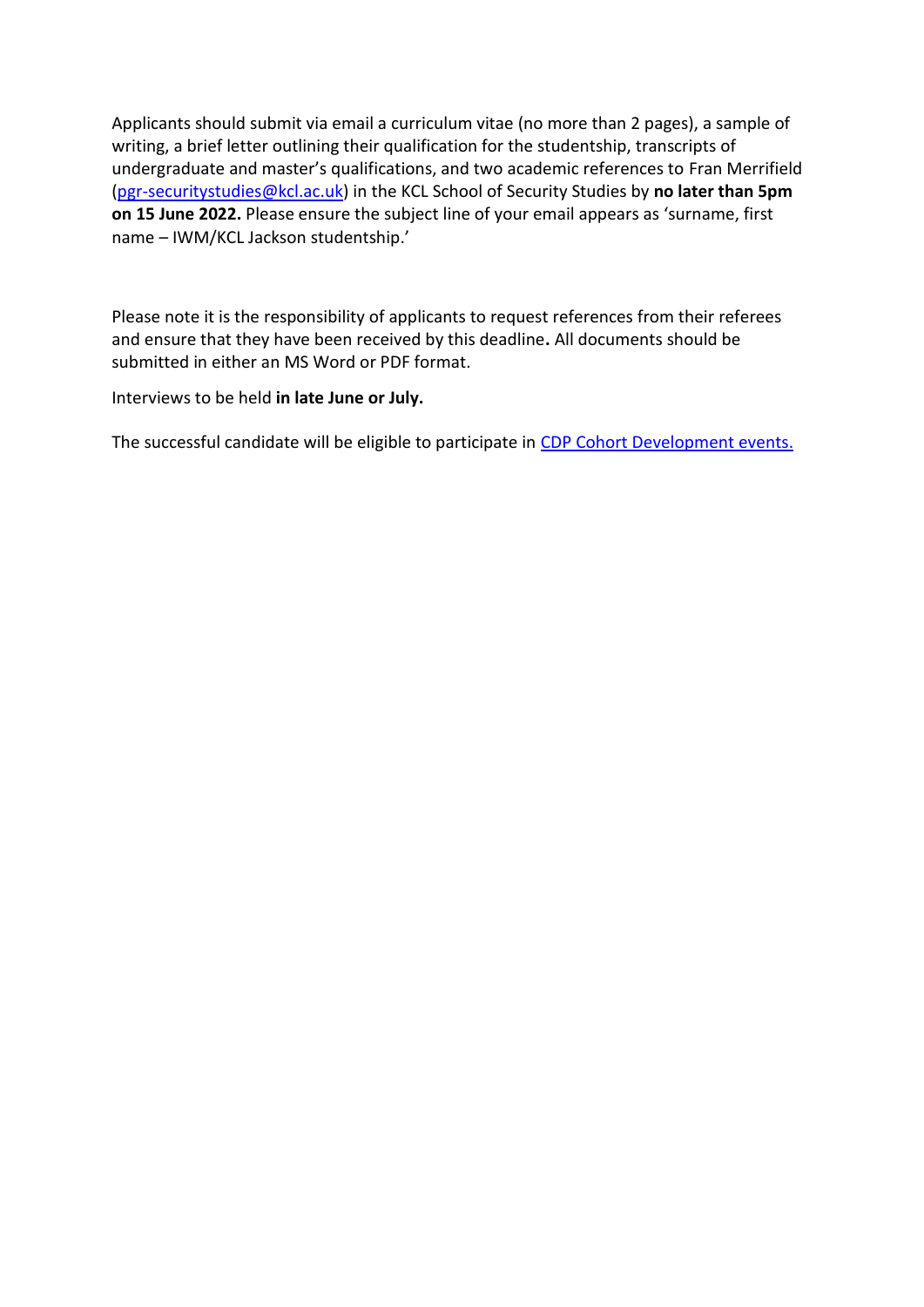Applicants should submit via email a curriculum vitae (no more than 2 pages), a sample of writing, a brief letter outlining their qualification for the studentship, transcripts of undergraduate and master's qualifications, and two academic references to Fran Merrifield (pgr-securitystudies@kcl.ac.uk) in the KCL School of Security Studies by **no later than 5pm on 15 June 2022.** Please ensure the subject line of your email appears as 'surname, first name – IWM/KCL Jackson studentship.'

Please note it is the responsibility of applicants to request references from their referees and ensure that they have been received by this deadline**.** All documents should be submitted in either an MS Word or PDF format.

Interviews to be held **in late June or July.**

The successful candidate will be eligible to participate in CDP Cohort Development events.